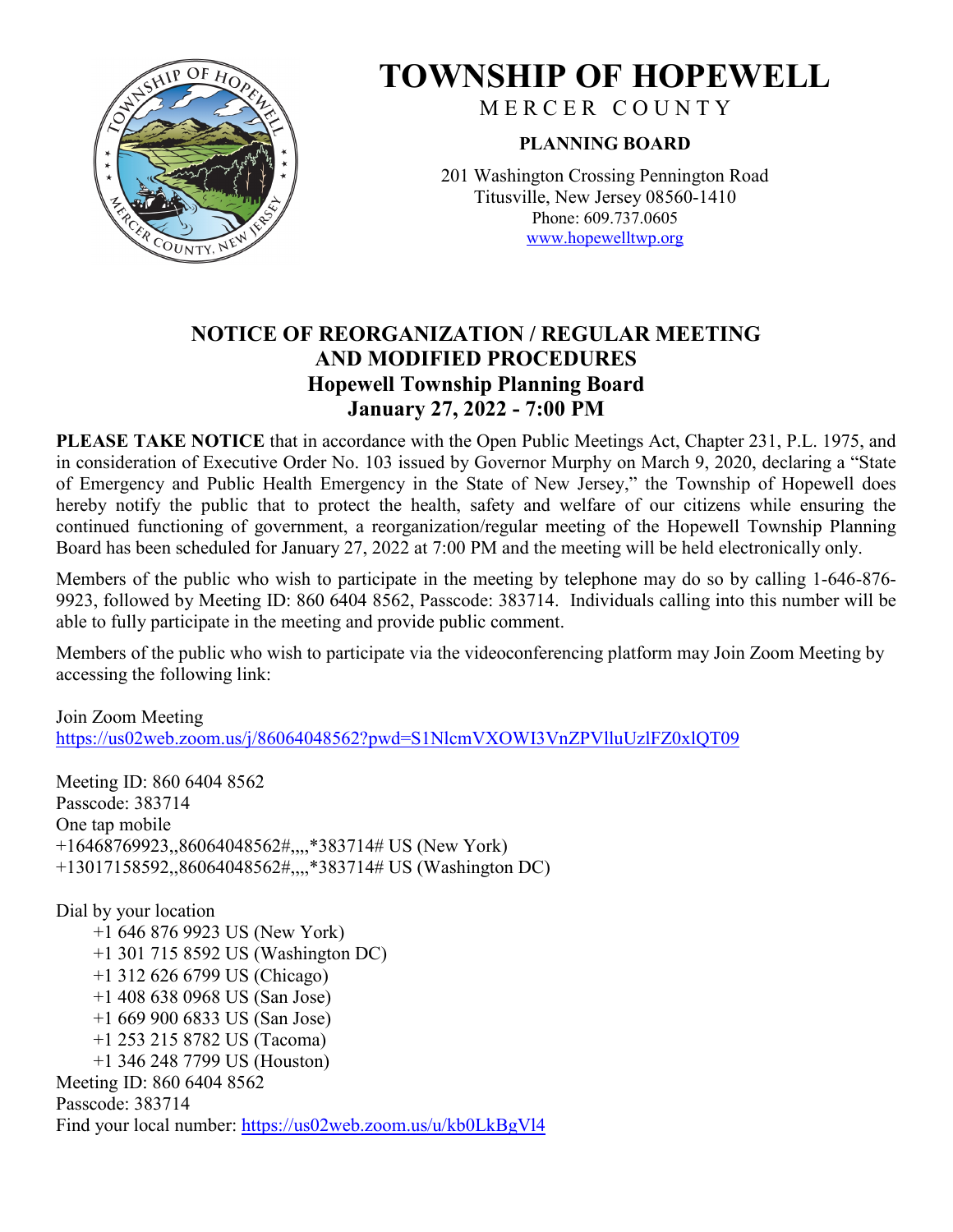# TOWNSHIP OF HOPEWELL

MERCER COUNTY

**PLANNING BOARD**

201 Washington Crossing Pennington Road
Titusville, New Jersey 08560-1410
Phone: 609.737.0605
www.hopewelltwp.org

## NOTICE OF REORGANIZATION / REGULAR MEETING AND MODIFIED PROCEDURES
## Hopewell Township Planning Board
## January 27, 2022 - 7:00 PM

**PLEASE TAKE NOTICE** that in accordance with the Open Public Meetings Act, Chapter 231, P.L. 1975, and in consideration of Executive Order No. 103 issued by Governor Murphy on March 9, 2020, declaring a "State of Emergency and Public Health Emergency in the State of New Jersey," the Township of Hopewell does hereby notify the public that to protect the health, safety and welfare of our citizens while ensuring the continued functioning of government, a reorganization/regular meeting of the Hopewell Township Planning Board has been scheduled for January 27, 2022 at 7:00 PM and the meeting will be held electronically only.

Members of the public who wish to participate in the meeting by telephone may do so by calling 1-646-876-9923, followed by Meeting ID: 860 6404 8562, Passcode: 383714. Individuals calling into this number will be able to fully participate in the meeting and provide public comment.

Members of the public who wish to participate via the videoconferencing platform may Join Zoom Meeting by accessing the following link:

Join Zoom Meeting
https://us02web.zoom.us/j/86064048562?pwd=S1NlcmVXOWI3VnZPVlluUzlFZ0xlQT09

Meeting ID: 860 6404 8562
Passcode: 383714
One tap mobile
+16468769923,,86064048562#,,,,*383714# US (New York)
+13017158592,,86064048562#,,,,*383714# US (Washington DC)

Dial by your location
- +1 646 876 9923 US (New York)
- +1 301 715 8592 US (Washington DC)
- +1 312 626 6799 US (Chicago)
- +1 408 638 0968 US (San Jose)
- +1 669 900 6833 US (San Jose)
- +1 253 215 8782 US (Tacoma)
- +1 346 248 7799 US (Houston)

Meeting ID: 860 6404 8562
Passcode: 383714
Find your local number: https://us02web.zoom.us/u/kb0LkBgVl4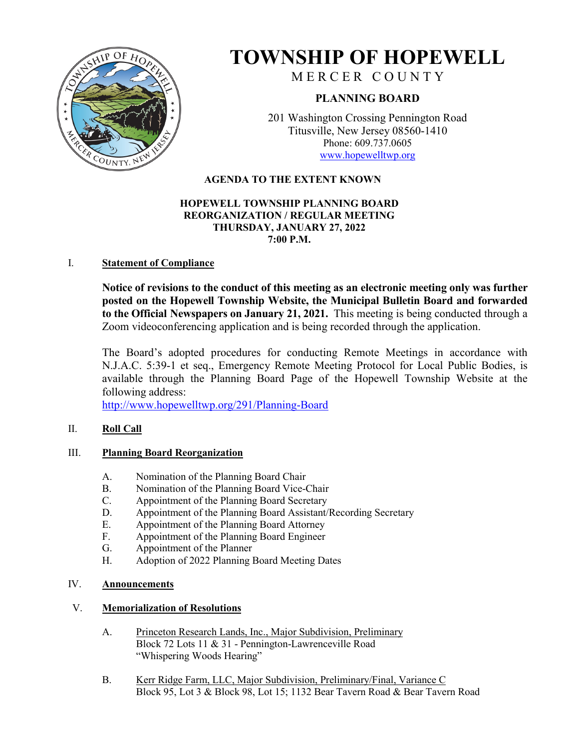# TOWNSHIP OF HOPEWELL

MERCER COUNTY

## PLANNING BOARD

201 Washington Crossing Pennington Road
Titusville, New Jersey 08560-1410
Phone: 609.737.0605
www.hopewelltwp.org

**AGENDA TO THE EXTENT KNOWN**

**HOPEWELL TOWNSHIP PLANNING BOARD**
**REORGANIZATION / REGULAR MEETING**
**THURSDAY, JANUARY 27, 2022**
**7:00 P.M.**

I. **Statement of Compliance**

**Notice of revisions to the conduct of this meeting as an electronic meeting only was further posted on the Hopewell Township Website, the Municipal Bulletin Board and forwarded to the Official Newspapers on January 21, 2021.** This meeting is being conducted through a Zoom videoconferencing application and is being recorded through the application.

The Board's adopted procedures for conducting Remote Meetings in accordance with N.J.A.C. 5:39-1 et seq., Emergency Remote Meeting Protocol for Local Public Bodies, is available through the Planning Board Page of the Hopewell Township Website at the following address:
http://www.hopewelltwp.org/291/Planning-Board

II. **Roll Call**

III. **Planning Board Reorganization**

A. Nomination of the Planning Board Chair
B. Nomination of the Planning Board Vice-Chair
C. Appointment of the Planning Board Secretary
D. Appointment of the Planning Board Assistant/Recording Secretary
E. Appointment of the Planning Board Attorney
F. Appointment of the Planning Board Engineer
G. Appointment of the Planner
H. Adoption of 2022 Planning Board Meeting Dates

IV. **Announcements**

V. **Memorialization of Resolutions**

A. Princeton Research Lands, Inc., Major Subdivision, Preliminary
Block 72 Lots 11 & 31 - Pennington-Lawrenceville Road
"Whispering Woods Hearing"

B. Kerr Ridge Farm, LLC, Major Subdivision, Preliminary/Final, Variance C
Block 95, Lot 3 & Block 98, Lot 15; 1132 Bear Tavern Road & Bear Tavern Road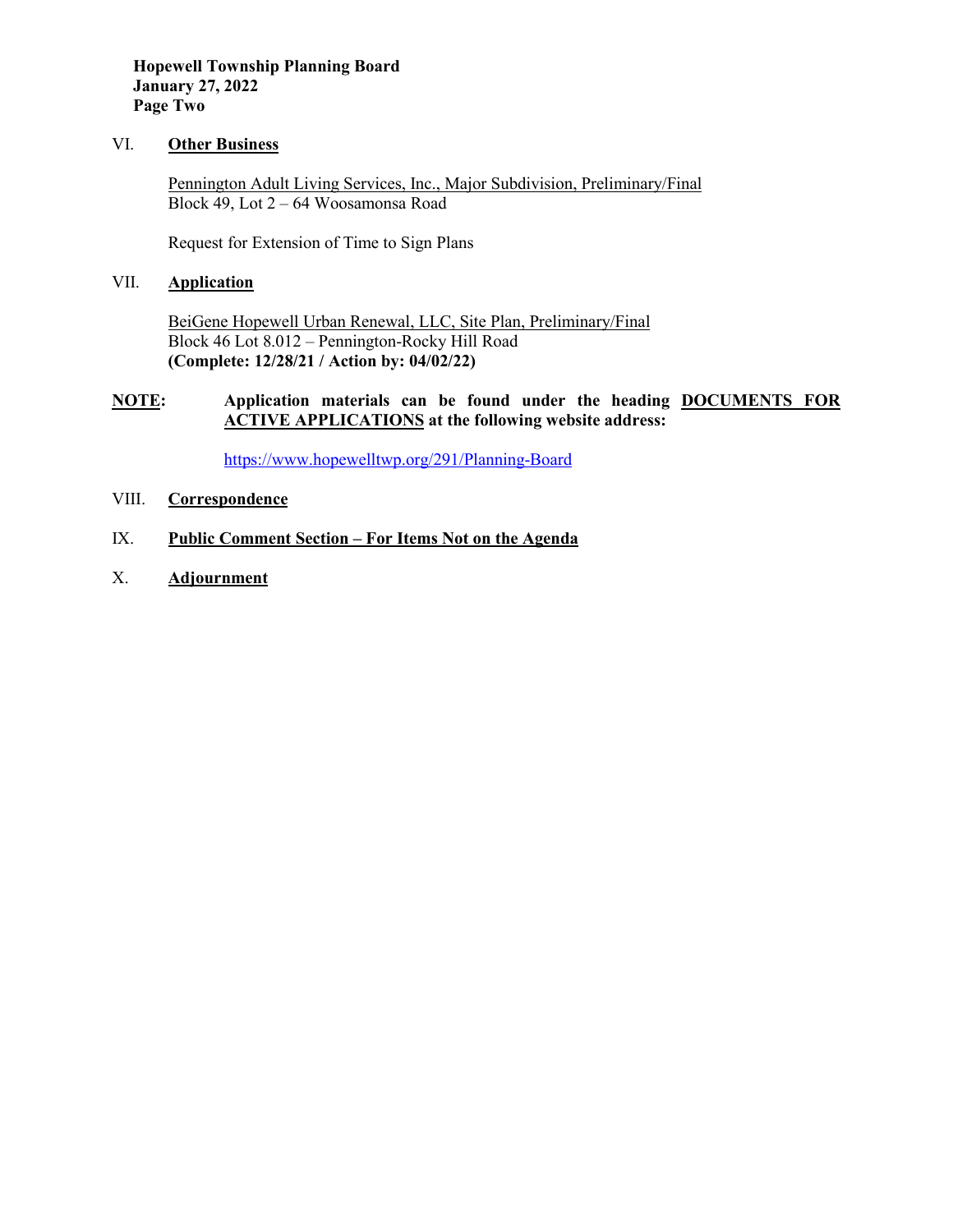## VI. Other Business

Pennington Adult Living Services, Inc., Major Subdivision, Preliminary/Final
Block 49, Lot 2 – 64 Woosamonsa Road

Request for Extension of Time to Sign Plans

## VII. Application

BeiGene Hopewell Urban Renewal, LLC, Site Plan, Preliminary/Final
Block 46 Lot 8.012 – Pennington-Rocky Hill Road
**(Complete: 12/28/21 / Action by: 04/02/22)**

**NOTE:** **Application materials can be found under the heading DOCUMENTS FOR ACTIVE APPLICATIONS at the following website address:**

https://www.hopewelltwp.org/291/Planning-Board

## VIII. Correspondence

## IX. Public Comment Section – For Items Not on the Agenda

## X. Adjournment